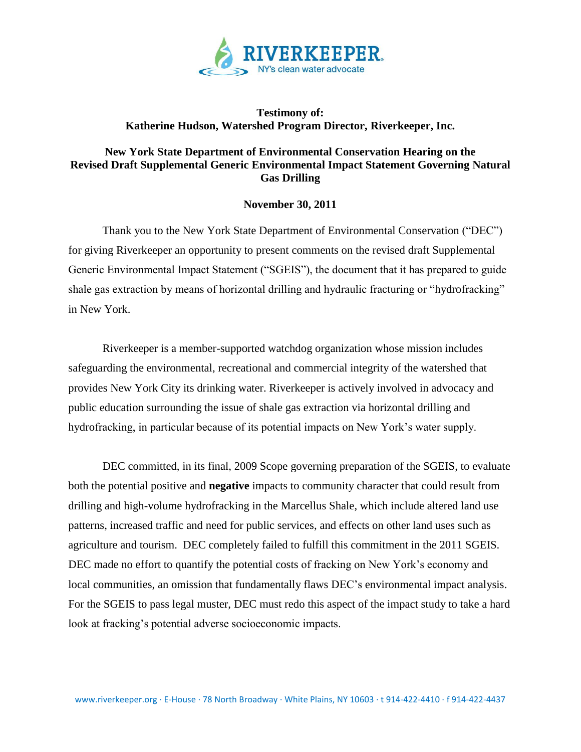**Testimony of:**
**Katherine Hudson, Watershed Program Director, Riverkeeper, Inc.**

**New York State Department of Environmental Conservation Hearing on the Revised Draft Supplemental Generic Environmental Impact Statement Governing Natural Gas Drilling**

**November 30, 2011**

Thank you to the New York State Department of Environmental Conservation ("DEC") for giving Riverkeeper an opportunity to present comments on the revised draft Supplemental Generic Environmental Impact Statement ("SGEIS"), the document that it has prepared to guide shale gas extraction by means of horizontal drilling and hydraulic fracturing or "hydrofracking" in New York.

Riverkeeper is a member-supported watchdog organization whose mission includes safeguarding the environmental, recreational and commercial integrity of the watershed that provides New York City its drinking water. Riverkeeper is actively involved in advocacy and public education surrounding the issue of shale gas extraction via horizontal drilling and hydrofracking, in particular because of its potential impacts on New York's water supply.

DEC committed, in its final, 2009 Scope governing preparation of the SGEIS, to evaluate both the potential positive and **negative** impacts to community character that could result from drilling and high-volume hydrofracking in the Marcellus Shale, which include altered land use patterns, increased traffic and need for public services, and effects on other land uses such as agriculture and tourism. DEC completely failed to fulfill this commitment in the 2011 SGEIS. DEC made no effort to quantify the potential costs of fracking on New York's economy and local communities, an omission that fundamentally flaws DEC's environmental impact analysis. For the SGEIS to pass legal muster, DEC must redo this aspect of the impact study to take a hard look at fracking's potential adverse socioeconomic impacts.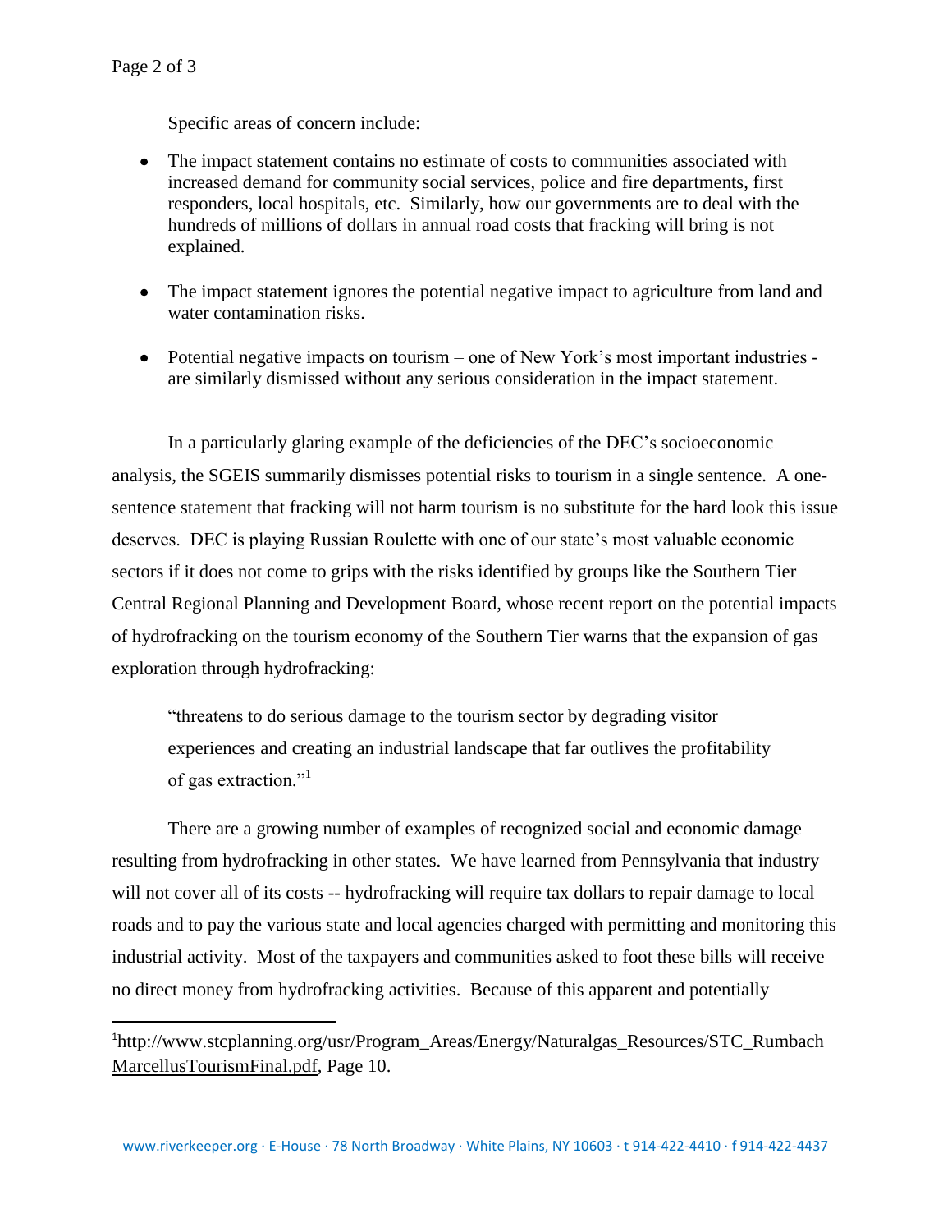Specific areas of concern include:

- The impact statement contains no estimate of costs to communities associated with increased demand for community social services, police and fire departments, first responders, local hospitals, etc. Similarly, how our governments are to deal with the hundreds of millions of dollars in annual road costs that fracking will bring is not explained.

- The impact statement ignores the potential negative impact to agriculture from land and water contamination risks.

- Potential negative impacts on tourism – one of New York's most important industries - are similarly dismissed without any serious consideration in the impact statement.

In a particularly glaring example of the deficiencies of the DEC's socioeconomic analysis, the SGEIS summarily dismisses potential risks to tourism in a single sentence. A one-sentence statement that fracking will not harm tourism is no substitute for the hard look this issue deserves. DEC is playing Russian Roulette with one of our state's most valuable economic sectors if it does not come to grips with the risks identified by groups like the Southern Tier Central Regional Planning and Development Board, whose recent report on the potential impacts of hydrofracking on the tourism economy of the Southern Tier warns that the expansion of gas exploration through hydrofracking:

> "threatens to do serious damage to the tourism sector by degrading visitor experiences and creating an industrial landscape that far outlives the profitability of gas extraction."[1]

There are a growing number of examples of recognized social and economic damage resulting from hydrofracking in other states. We have learned from Pennsylvania that industry will not cover all of its costs -- hydrofracking will require tax dollars to repair damage to local roads and to pay the various state and local agencies charged with permitting and monitoring this industrial activity. Most of the taxpayers and communities asked to foot these bills will receive no direct money from hydrofracking activities. Because of this apparent and potentially

---

[1] http://www.stcplanning.org/usr/Program_Areas/Energy/Naturalgas_Resources/STC_RumbachMarcellusTourismFinal.pdf, Page 10.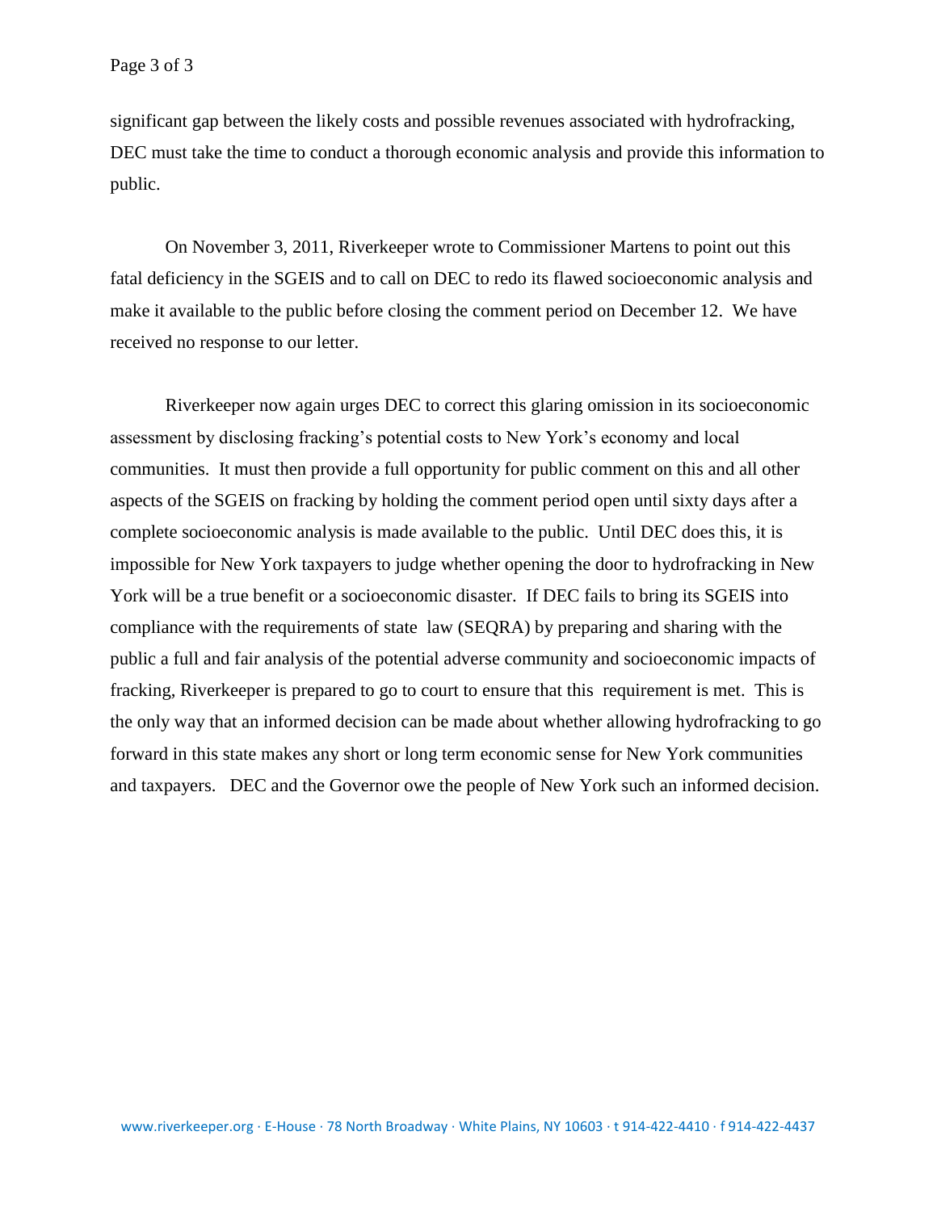significant gap between the likely costs and possible revenues associated with hydrofracking, DEC must take the time to conduct a thorough economic analysis and provide this information to public.

On November 3, 2011, Riverkeeper wrote to Commissioner Martens to point out this fatal deficiency in the SGEIS and to call on DEC to redo its flawed socioeconomic analysis and make it available to the public before closing the comment period on December 12. We have received no response to our letter.

Riverkeeper now again urges DEC to correct this glaring omission in its socioeconomic assessment by disclosing fracking's potential costs to New York's economy and local communities. It must then provide a full opportunity for public comment on this and all other aspects of the SGEIS on fracking by holding the comment period open until sixty days after a complete socioeconomic analysis is made available to the public. Until DEC does this, it is impossible for New York taxpayers to judge whether opening the door to hydrofracking in New York will be a true benefit or a socioeconomic disaster. If DEC fails to bring its SGEIS into compliance with the requirements of state law (SEQRA) by preparing and sharing with the public a full and fair analysis of the potential adverse community and socioeconomic impacts of fracking, Riverkeeper is prepared to go to court to ensure that this requirement is met. This is the only way that an informed decision can be made about whether allowing hydrofracking to go forward in this state makes any short or long term economic sense for New York communities and taxpayers. DEC and the Governor owe the people of New York such an informed decision.